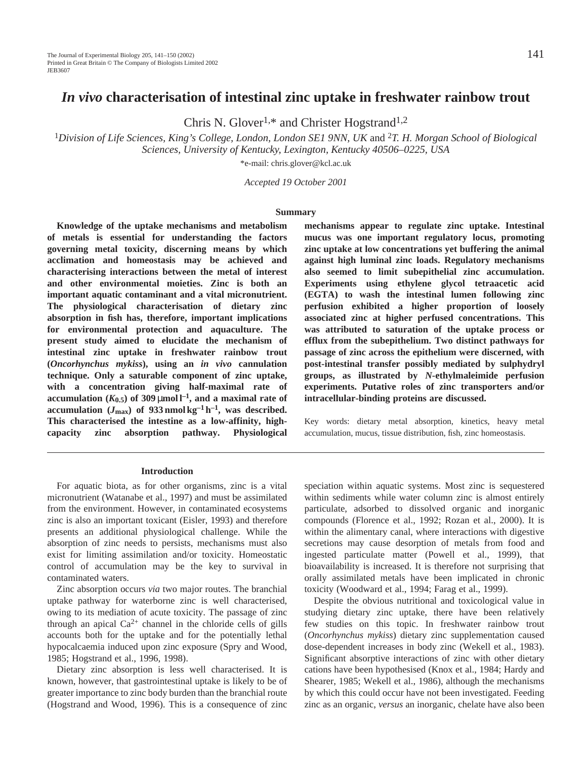# *In vivo* characterisation of intestinal zinc uptake in freshwater rainbow trout

Chris N. Glover[1,*] and Christer Hogstrand[1,2]

[1]*Division of Life Sciences, King's College, London, London SE1 9NN, UK* and [2]*T. H. Morgan School of Biological Sciences, University of Kentucky, Lexington, Kentucky 40506–0225, USA*

*e-mail: chris.glover@kcl.ac.uk

*Accepted 19 October 2001*

## Summary

**Knowledge of the uptake mechanisms and metabolism of metals is essential for understanding the factors governing metal toxicity, discerning means by which acclimation and homeostasis may be achieved and characterising interactions between the metal of interest and other environmental moieties. Zinc is both an important aquatic contaminant and a vital micronutrient. The physiological characterisation of dietary zinc absorption in fish has, therefore, important implications for environmental protection and aquaculture. The present study aimed to elucidate the mechanism of intestinal zinc uptake in freshwater rainbow trout (*Oncorhynchus mykiss*), using an *in vivo* cannulation technique. Only a saturable component of zinc uptake, with a concentration giving half-maximal rate of accumulation ($K_{0.5}$) of 309 μmol l$^{-1}$, and a maximal rate of accumulation ($J_{max}$) of 933 nmol kg$^{-1}$ h$^{-1}$, was described. This characterised the intestine as a low-affinity, high-capacity zinc absorption pathway. Physiological mechanisms appear to regulate zinc uptake. Intestinal mucus was one important regulatory locus, promoting zinc uptake at low concentrations yet buffering the animal against high luminal zinc loads. Regulatory mechanisms also seemed to limit subepithelial zinc accumulation. Experiments using ethylene glycol tetraacetic acid (EGTA) to wash the intestinal lumen following zinc perfusion exhibited a higher proportion of loosely associated zinc at higher perfused concentrations. This was attributed to saturation of the uptake process or efflux from the subepithelium. Two distinct pathways for passage of zinc across the epithelium were discerned, with post-intestinal transfer possibly mediated by sulphydryl groups, as illustrated by *N*-ethylmaleimide perfusion experiments. Putative roles of zinc transporters and/or intracellular-binding proteins are discussed.**

Key words: dietary metal absorption, kinetics, heavy metal accumulation, mucus, tissue distribution, fish, zinc homeostasis.

## Introduction

For aquatic biota, as for other organisms, zinc is a vital micronutrient (Watanabe et al., 1997) and must be assimilated from the environment. However, in contaminated ecosystems zinc is also an important toxicant (Eisler, 1993) and therefore presents an additional physiological challenge. While the absorption of zinc needs to persists, mechanisms must also exist for limiting assimilation and/or toxicity. Homeostatic control of accumulation may be the key to survival in contaminated waters.

Zinc absorption occurs *via* two major routes. The branchial uptake pathway for waterborne zinc is well characterised, owing to its mediation of acute toxicity. The passage of zinc through an apical $Ca^{2+}$ channel in the chloride cells of gills accounts both for the uptake and for the potentially lethal hypocalcaemia induced upon zinc exposure (Spry and Wood, 1985; Hogstrand et al., 1996, 1998).

Dietary zinc absorption is less well characterised. It is known, however, that gastrointestinal uptake is likely to be of greater importance to zinc body burden than the branchial route (Hogstrand and Wood, 1996). This is a consequence of zinc speciation within aquatic systems. Most zinc is sequestered within sediments while water column zinc is almost entirely particulate, adsorbed to dissolved organic and inorganic compounds (Florence et al., 1992; Rozan et al., 2000). It is within the alimentary canal, where interactions with digestive secretions may cause desorption of metals from food and ingested particulate matter (Powell et al., 1999), that bioavailability is increased. It is therefore not surprising that orally assimilated metals have been implicated in chronic toxicity (Woodward et al., 1994; Farag et al., 1999).

Despite the obvious nutritional and toxicological value in studying dietary zinc uptake, there have been relatively few studies on this topic. In freshwater rainbow trout (*Oncorhynchus mykiss*) dietary zinc supplementation caused dose-dependent increases in body zinc (Wekell et al., 1983). Significant absorptive interactions of zinc with other dietary cations have been hypothesised (Knox et al., 1984; Hardy and Shearer, 1985; Wekell et al., 1986), although the mechanisms by which this could occur have not been investigated. Feeding zinc as an organic, *versus* an inorganic, chelate have also been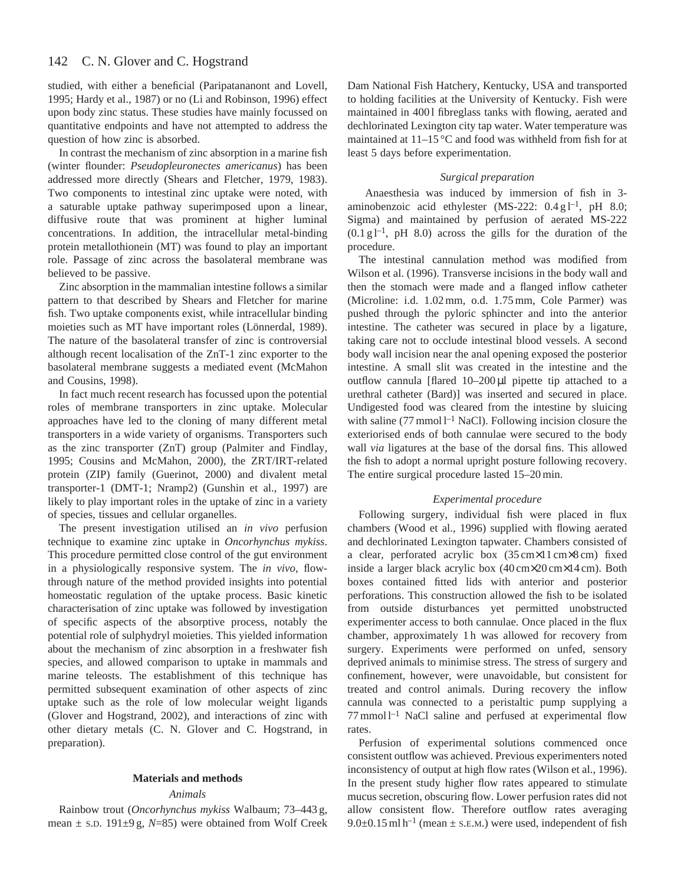studied, with either a beneficial (Paripatananont and Lovell, 1995; Hardy et al., 1987) or no (Li and Robinson, 1996) effect upon body zinc status. These studies have mainly focussed on quantitative endpoints and have not attempted to address the question of how zinc is absorbed.

In contrast the mechanism of zinc absorption in a marine fish (winter flounder: *Pseudopleuronectes americanus*) has been addressed more directly (Shears and Fletcher, 1979, 1983). Two components to intestinal zinc uptake were noted, with a saturable uptake pathway superimposed upon a linear, diffusive route that was prominent at higher luminal concentrations. In addition, the intracellular metal-binding protein metallothionein (MT) was found to play an important role. Passage of zinc across the basolateral membrane was believed to be passive.

Zinc absorption in the mammalian intestine follows a similar pattern to that described by Shears and Fletcher for marine fish. Two uptake components exist, while intracellular binding moieties such as MT have important roles (Lönnerdal, 1989). The nature of the basolateral transfer of zinc is controversial although recent localisation of the ZnT-1 zinc exporter to the basolateral membrane suggests a mediated event (McMahon and Cousins, 1998).

In fact much recent research has focussed upon the potential roles of membrane transporters in zinc uptake. Molecular approaches have led to the cloning of many different metal transporters in a wide variety of organisms. Transporters such as the zinc transporter (ZnT) group (Palmiter and Findlay, 1995; Cousins and McMahon, 2000), the ZRT/IRT-related protein (ZIP) family (Guerinot, 2000) and divalent metal transporter-1 (DMT-1; Nramp2) (Gunshin et al., 1997) are likely to play important roles in the uptake of zinc in a variety of species, tissues and cellular organelles.

The present investigation utilised an *in vivo* perfusion technique to examine zinc uptake in *Oncorhynchus mykiss*. This procedure permitted close control of the gut environment in a physiologically responsive system. The *in vivo*, flow-through nature of the method provided insights into potential homeostatic regulation of the uptake process. Basic kinetic characterisation of zinc uptake was followed by investigation of specific aspects of the absorptive process, notably the potential role of sulphydryl moieties. This yielded information about the mechanism of zinc absorption in a freshwater fish species, and allowed comparison to uptake in mammals and marine teleosts. The establishment of this technique has permitted subsequent examination of other aspects of zinc uptake such as the role of low molecular weight ligands (Glover and Hogstrand, 2002), and interactions of zinc with other dietary metals (C. N. Glover and C. Hogstrand, in preparation).

## Materials and methods

### *Animals*

Rainbow trout (*Oncorhynchus mykiss* Walbaum; 73–443 g, mean ± S.D. 191±9 g, $N$=85) were obtained from Wolf Creek Dam National Fish Hatchery, Kentucky, USA and transported to holding facilities at the University of Kentucky. Fish were maintained in 400 l fibreglass tanks with flowing, aerated and dechlorinated Lexington city tap water. Water temperature was maintained at 11–15 °C and food was withheld from fish for at least 5 days before experimentation.

### *Surgical preparation*

Anaesthesia was induced by immersion of fish in 3-aminobenzoic acid ethylester (MS-222: 0.4 g $l^{-1}$, pH 8.0; Sigma) and maintained by perfusion of aerated MS-222 (0.1 g $l^{-1}$, pH 8.0) across the gills for the duration of the procedure.

The intestinal cannulation method was modified from Wilson et al. (1996). Transverse incisions in the body wall and then the stomach were made and a flanged inflow catheter (Microline: i.d. 1.02 mm, o.d. 1.75 mm, Cole Parmer) was pushed through the pyloric sphincter and into the anterior intestine. The catheter was secured in place by a ligature, taking care not to occlude intestinal blood vessels. A second body wall incision near the anal opening exposed the posterior intestine. A small slit was created in the intestine and the outflow cannula [flared 10–200 μl pipette tip attached to a urethral catheter (Bard)] was inserted and secured in place. Undigested food was cleared from the intestine by sluicing with saline (77 mmol $l^{-1}$ NaCl). Following incision closure the exteriorised ends of both cannulae were secured to the body wall *via* ligatures at the base of the dorsal fins. This allowed the fish to adopt a normal upright posture following recovery. The entire surgical procedure lasted 15–20 min.

### *Experimental procedure*

Following surgery, individual fish were placed in flux chambers (Wood et al., 1996) supplied with flowing aerated and dechlorinated Lexington tapwater. Chambers consisted of a clear, perforated acrylic box (35 cm×11 cm×8 cm) fixed inside a larger black acrylic box (40 cm×20 cm×14 cm). Both boxes contained fitted lids with anterior and posterior perforations. This construction allowed the fish to be isolated from outside disturbances yet permitted unobstructed experimenter access to both cannulae. Once placed in the flux chamber, approximately 1 h was allowed for recovery from surgery. Experiments were performed on unfed, sensory deprived animals to minimise stress. The stress of surgery and confinement, however, were unavoidable, but consistent for treated and control animals. During recovery the inflow cannula was connected to a peristaltic pump supplying a 77 mmol $l^{-1}$ NaCl saline and perfused at experimental flow rates.

Perfusion of experimental solutions commenced once consistent outflow was achieved. Previous experimenters noted inconsistency of output at high flow rates (Wilson et al., 1996). In the present study higher flow rates appeared to stimulate mucus secretion, obscuring flow. Lower perfusion rates did not allow consistent flow. Therefore outflow rates averaging 9.0±0.15 ml $h^{-1}$ (mean ± S.E.M.) were used, independent of fish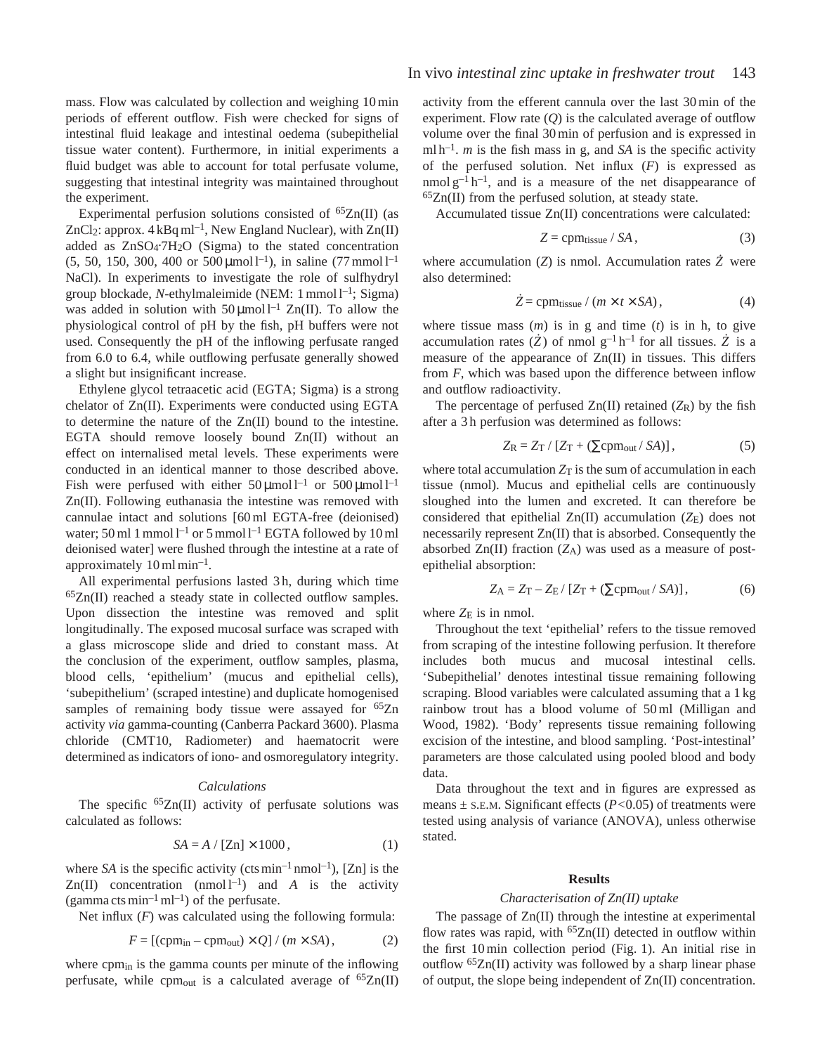mass. Flow was calculated by collection and weighing 10 min periods of efferent outflow. Fish were checked for signs of intestinal fluid leakage and intestinal oedema (subepithelial tissue water content). Furthermore, in initial experiments a fluid budget was able to account for total perfusate volume, suggesting that intestinal integrity was maintained throughout the experiment.

Experimental perfusion solutions consisted of $^{65}$Zn(II) (as $ZnCl_2$: approx. 4 kBq ml$^{-1}$, New England Nuclear), with Zn(II) added as $ZnSO_4 \cdot 7H_2O$ (Sigma) to the stated concentration (5, 50, 150, 300, 400 or 500 µmol l$^{-1}$), in saline (77 mmol l$^{-1}$ NaCl). In experiments to investigate the role of sulfhydryl group blockade, *N*-ethylmaleimide (NEM: 1 mmol l$^{-1}$; Sigma) was added in solution with 50 µmol l$^{-1}$ Zn(II). To allow the physiological control of pH by the fish, pH buffers were not used. Consequently the pH of the inflowing perfusate ranged from 6.0 to 6.4, while outflowing perfusate generally showed a slight but insignificant increase.

Ethylene glycol tetraacetic acid (EGTA; Sigma) is a strong chelator of Zn(II). Experiments were conducted using EGTA to determine the nature of the Zn(II) bound to the intestine. EGTA should remove loosely bound Zn(II) without an effect on internalised metal levels. These experiments were conducted in an identical manner to those described above. Fish were perfused with either 50 µmol l$^{-1}$ or 500 µmol l$^{-1}$ Zn(II). Following euthanasia the intestine was removed with cannulae intact and solutions [60 ml EGTA-free (deionised) water; 50 ml 1 mmol l$^{-1}$ or 5 mmol l$^{-1}$ EGTA followed by 10 ml deionised water] were flushed through the intestine at a rate of approximately 10 ml min$^{-1}$.

All experimental perfusions lasted 3 h, during which time $^{65}$Zn(II) reached a steady state in collected outflow samples. Upon dissection the intestine was removed and split longitudinally. The exposed mucosal surface was scraped with a glass microscope slide and dried to constant mass. At the conclusion of the experiment, outflow samples, plasma, blood cells, 'epithelium' (mucus and epithelial cells), 'subepithelium' (scraped intestine) and duplicate homogenised samples of remaining body tissue were assayed for $^{65}$Zn activity *via* gamma-counting (Canberra Packard 3600). Plasma chloride (CMT10, Radiometer) and haematocrit were determined as indicators of iono- and osmoregulatory integrity.

### *Calculations*

The specific $^{65}$Zn(II) activity of perfusate solutions was calculated as follows:

$$SA = A / [\text{Zn}] \times 1000\,, \tag{1}$$

where *SA* is the specific activity (cts min$^{-1}$ nmol$^{-1}$), [Zn] is the Zn(II) concentration (nmol l$^{-1}$) and *A* is the activity (gamma cts min$^{-1}$ ml$^{-1}$) of the perfusate.

Net influx (*F*) was calculated using the following formula:

$$F = [(\text{cpm}_{\text{in}} - \text{cpm}_{\text{out}}) \times Q] / (m \times SA)\,, \tag{2}$$

where $\text{cpm}_{\text{in}}$ is the gamma counts per minute of the inflowing perfusate, while $\text{cpm}_{\text{out}}$ is a calculated average of $^{65}$Zn(II) activity from the efferent cannula over the last 30 min of the experiment. Flow rate (*Q*) is the calculated average of outflow volume over the final 30 min of perfusion and is expressed in ml h$^{-1}$. *m* is the fish mass in g, and *SA* is the specific activity of the perfused solution. Net influx (*F*) is expressed as nmol g$^{-1}$ h$^{-1}$, and is a measure of the net disappearance of $^{65}$Zn(II) from the perfused solution, at steady state.

Accumulated tissue Zn(II) concentrations were calculated:

$$Z = \text{cpm}_{\text{tissue}} / SA\,, \tag{3}$$

where accumulation (*Z*) is nmol. Accumulation rates $\dot{Z}$ were also determined:

$$\dot{Z} = \text{cpm}_{\text{tissue}} / (m \times t \times SA)\,, \tag{4}$$

where tissue mass (*m*) is in g and time (*t*) is in h, to give accumulation rates ($\dot{Z}$) of nmol g$^{-1}$ h$^{-1}$ for all tissues. $\dot{Z}$ is a measure of the appearance of Zn(II) in tissues. This differs from *F*, which was based upon the difference between inflow and outflow radioactivity.

The percentage of perfused Zn(II) retained ($Z_R$) by the fish after a 3 h perfusion was determined as follows:

$$Z_{\text{R}} = Z_{\text{T}} / [Z_{\text{T}} + (\textstyle\sum \text{cpm}_{\text{out}} / SA)]\,, \tag{5}$$

where total accumulation $Z_T$ is the sum of accumulation in each tissue (nmol). Mucus and epithelial cells are continuously sloughed into the lumen and excreted. It can therefore be considered that epithelial Zn(II) accumulation ($Z_E$) does not necessarily represent Zn(II) that is absorbed. Consequently the absorbed Zn(II) fraction ($Z_A$) was used as a measure of post-epithelial absorption:

$$Z_{\text{A}} = Z_{\text{T}} - Z_{\text{E}} / [Z_{\text{T}} + (\textstyle\sum \text{cpm}_{\text{out}} / SA)]\,, \tag{6}$$

where $Z_E$ is in nmol.

Throughout the text 'epithelial' refers to the tissue removed from scraping of the intestine following perfusion. It therefore includes both mucus and mucosal intestinal cells. 'Subepithelial' denotes intestinal tissue remaining following scraping. Blood variables were calculated assuming that a 1 kg rainbow trout has a blood volume of 50 ml (Milligan and Wood, 1982). 'Body' represents tissue remaining following excision of the intestine, and blood sampling. 'Post-intestinal' parameters are those calculated using pooled blood and body data.

Data throughout the text and in figures are expressed as means ± S.E.M. Significant effects ($P<0.05$) of treatments were tested using analysis of variance (ANOVA), unless otherwise stated.

## Results

### *Characterisation of Zn(II) uptake*

The passage of Zn(II) through the intestine at experimental flow rates was rapid, with $^{65}$Zn(II) detected in outflow within the first 10 min collection period (Fig. 1). An initial rise in outflow $^{65}$Zn(II) activity was followed by a sharp linear phase of output, the slope being independent of Zn(II) concentration.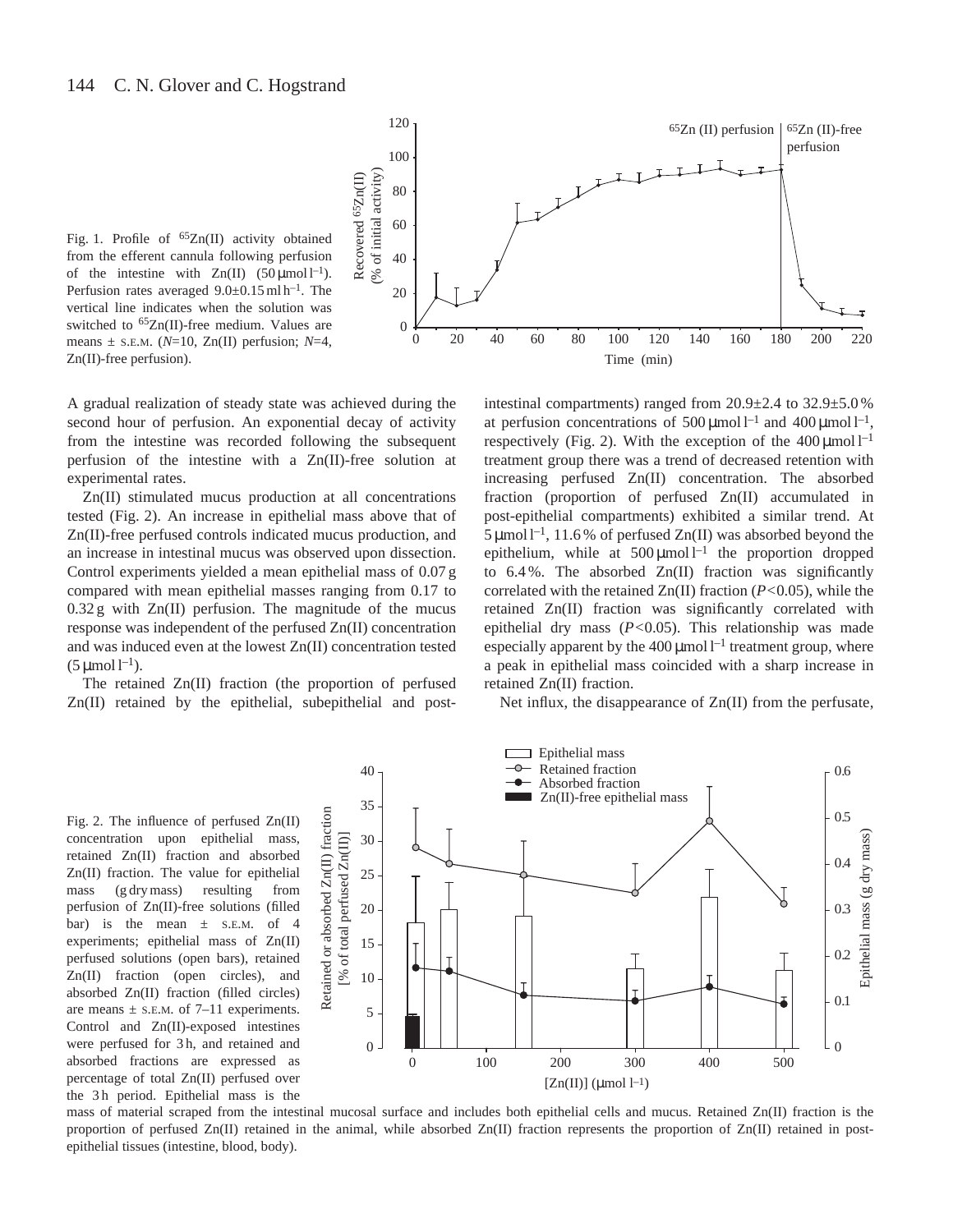Fig. 1. Profile of $^{65}$Zn(II) activity obtained from the efferent cannula following perfusion of the intestine with Zn(II) (50 μmol l$^{-1}$). Perfusion rates averaged 9.0±0.15 ml h$^{-1}$. The vertical line indicates when the solution was switched to $^{65}$Zn(II)-free medium. Values are means ± S.E.M. ($N$=10, Zn(II) perfusion; $N$=4, Zn(II)-free perfusion).

A gradual realization of steady state was achieved during the second hour of perfusion. An exponential decay of activity from the intestine was recorded following the subsequent perfusion of the intestine with a Zn(II)-free solution at experimental rates.

Zn(II) stimulated mucus production at all concentrations tested (Fig. 2). An increase in epithelial mass above that of Zn(II)-free perfused controls indicated mucus production, and an increase in intestinal mucus was observed upon dissection. Control experiments yielded a mean epithelial mass of 0.07 g compared with mean epithelial masses ranging from 0.17 to 0.32 g with Zn(II) perfusion. The magnitude of the mucus response was independent of the perfused Zn(II) concentration and was induced even at the lowest Zn(II) concentration tested (5 μmol l$^{-1}$).

The retained Zn(II) fraction (the proportion of perfused Zn(II) retained by the epithelial, subepithelial and post-intestinal compartments) ranged from 20.9±2.4 to 32.9±5.0 % at perfusion concentrations of 500 μmol l$^{-1}$ and 400 μmol l$^{-1}$, respectively (Fig. 2). With the exception of the 400 μmol l$^{-1}$ treatment group there was a trend of decreased retention with increasing perfused Zn(II) concentration. The absorbed fraction (proportion of perfused Zn(II) accumulated in post-epithelial compartments) exhibited a similar trend. At 5 μmol l$^{-1}$, 11.6 % of perfused Zn(II) was absorbed beyond the epithelium, while at 500 μmol l$^{-1}$ the proportion dropped to 6.4 %. The absorbed Zn(II) fraction was significantly correlated with the retained Zn(II) fraction ($P$<0.05), while the retained Zn(II) fraction was significantly correlated with epithelial dry mass ($P$<0.05). This relationship was made especially apparent by the 400 μmol l$^{-1}$ treatment group, where a peak in epithelial mass coincided with a sharp increase in retained Zn(II) fraction.

Net influx, the disappearance of Zn(II) from the perfusate,

Fig. 2. The influence of perfused Zn(II) concentration upon epithelial mass, retained Zn(II) fraction and absorbed Zn(II) fraction. The value for epithelial mass (g dry mass) resulting from perfusion of Zn(II)-free solutions (filled bar) is the mean ± S.E.M. of 4 experiments; epithelial mass of Zn(II) perfused solutions (open bars), retained Zn(II) fraction (open circles), and absorbed Zn(II) fraction (filled circles) are means ± S.E.M. of 7–11 experiments. Control and Zn(II)-exposed intestines were perfused for 3 h, and retained and absorbed fractions are expressed as percentage of total Zn(II) perfused over the 3 h period. Epithelial mass is the mass of material scraped from the intestinal mucosal surface and includes both epithelial cells and mucus. Retained Zn(II) fraction is the proportion of perfused Zn(II) retained in the animal, while absorbed Zn(II) fraction represents the proportion of Zn(II) retained in post-epithelial tissues (intestine, blood, body).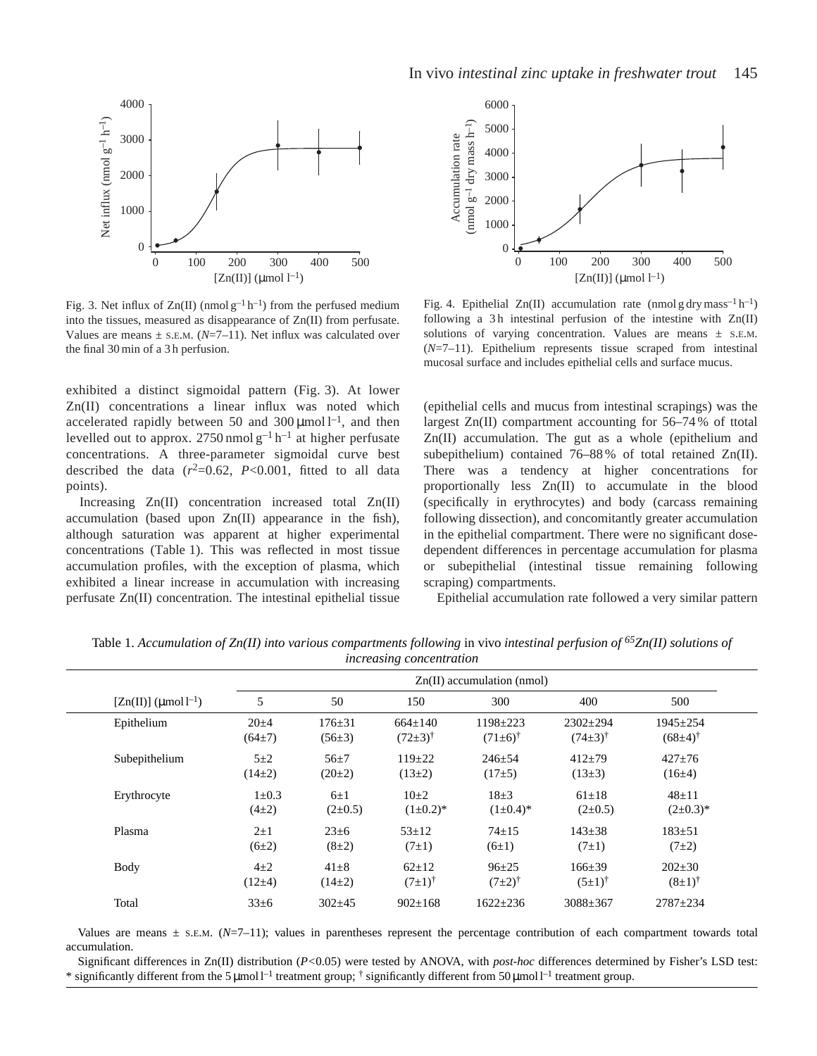Fig. 3. Net influx of Zn(II) (nmol $g^{-1}$ $h^{-1}$) from the perfused medium into the tissues, measured as disappearance of Zn(II) from perfusate. Values are means ± S.E.M. ($N$=7–11). Net influx was calculated over the final 30 min of a 3 h perfusion.

Fig. 4. Epithelial Zn(II) accumulation rate (nmol g dry $mass^{-1}$ $h^{-1}$) following a 3 h intestinal perfusion of the intestine with Zn(II) solutions of varying concentration. Values are means ± S.E.M. ($N$=7–11). Epithelium represents tissue scraped from intestinal mucosal surface and includes epithelial cells and surface mucus.

exhibited a distinct sigmoidal pattern (Fig. 3). At lower Zn(II) concentrations a linear influx was noted which accelerated rapidly between 50 and 300 μmol $l^{-1}$, and then levelled out to approx. 2750 nmol $g^{-1}$ $h^{-1}$ at higher perfusate concentrations. A three-parameter sigmoidal curve best described the data ($r^2$=0.62, $P$<0.001, fitted to all data points).

Increasing Zn(II) concentration increased total Zn(II) accumulation (based upon Zn(II) appearance in the fish), although saturation was apparent at higher experimental concentrations (Table 1). This was reflected in most tissue accumulation profiles, with the exception of plasma, which exhibited a linear increase in accumulation with increasing perfusate Zn(II) concentration. The intestinal epithelial tissue (epithelial cells and mucus from intestinal scrapings) was the largest Zn(II) compartment accounting for 56–74 % of ttotal Zn(II) accumulation. The gut as a whole (epithelium and subepithelium) contained 76–88 % of total retained Zn(II). There was a tendency at higher concentrations for proportionally less Zn(II) to accumulate in the blood (specifically in erythrocytes) and body (carcass remaining following dissection), and concomitantly greater accumulation in the epithelial compartment. There were no significant dose-dependent differences in percentage accumulation for plasma or subepithelial (intestinal tissue remaining following scraping) compartments.

Epithelial accumulation rate followed a very similar pattern

Table 1. *Accumulation of Zn(II) into various compartments following* in vivo *intestinal perfusion of* $^{65}$*Zn(II) solutions of increasing concentration*

| | Zn(II) accumulation (nmol) | | | | | |
|---|---|---|---|---|---|---|
| [Zn(II)] (μmol $l^{-1}$) | 5 | 50 | 150 | 300 | 400 | 500 |
| Epithelium | 20±4 (64±7) | 176±31 (56±3) | 664±140 (72±3)$^{\dagger}$ | 1198±223 (71±6)$^{\dagger}$ | 2302±294 (74±3)$^{\dagger}$ | 1945±254 (68±4)$^{\dagger}$ |
| Subepithelium | 5±2 (14±2) | 56±7 (20±2) | 119±22 (13±2) | 246±54 (17±5) | 412±79 (13±3) | 427±76 (16±4) |
| Erythrocyte | 1±0.3 (4±2) | 6±1 (2±0.5) | 10±2 (1±0.2)* | 18±3 (1±0.4)* | 61±18 (2±0.5) | 48±11 (2±0.3)* |
| Plasma | 2±1 (6±2) | 23±6 (8±2) | 53±12 (7±1) | 74±15 (6±1) | 143±38 (7±1) | 183±51 (7±2) |
| Body | 4±2 (12±4) | 41±8 (14±2) | 62±12 (7±1)$^{\dagger}$ | 96±25 (7±2)$^{\dagger}$ | 166±39 (5±1)$^{\dagger}$ | 202±30 (8±1)$^{\dagger}$ |
| Total | 33±6 | 302±45 | 902±168 | 1622±236 | 3088±367 | 2787±234 |

Values are means ± S.E.M. ($N$=7–11); values in parentheses represent the percentage contribution of each compartment towards total accumulation.

Significant differences in Zn(II) distribution ($P$<0.05) were tested by ANOVA, with *post-hoc* differences determined by Fisher's LSD test: * significantly different from the 5 μmol $l^{-1}$ treatment group; $^{\dagger}$ significantly different from 50 μmol $l^{-1}$ treatment group.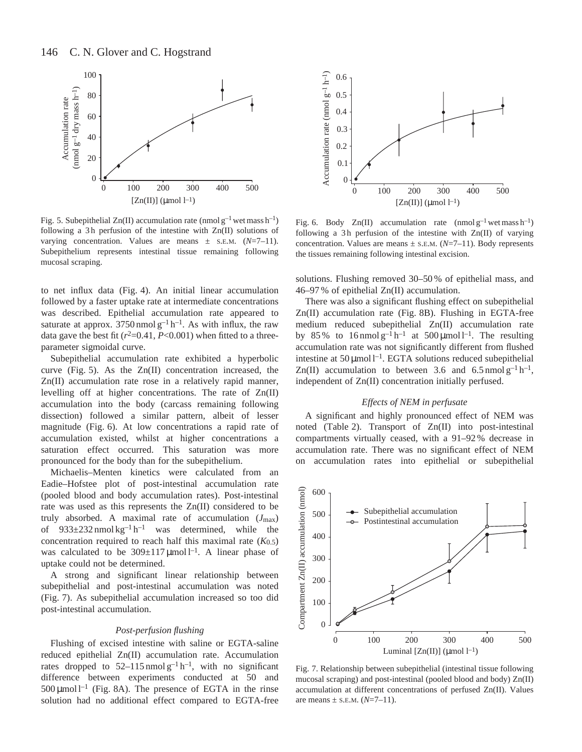Fig. 5. Subepithelial Zn(II) accumulation rate (nmol $g^{-1}$ wet mass $h^{-1}$) following a 3 h perfusion of the intestine with Zn(II) solutions of varying concentration. Values are means ± S.E.M. ($N$=7–11). Subepithelium represents intestinal tissue remaining following mucosal scraping.

Fig. 6. Body Zn(II) accumulation rate (nmol $g^{-1}$ wet mass $h^{-1}$) following a 3 h perfusion of the intestine with Zn(II) of varying concentration. Values are means ± S.E.M. ($N$=7–11). Body represents the tissues remaining following intestinal excision.

to net influx data (Fig. 4). An initial linear accumulation followed by a faster uptake rate at intermediate concentrations was described. Epithelial accumulation rate appeared to saturate at approx. 3750 nmol $g^{-1}$ $h^{-1}$. As with influx, the raw data gave the best fit ($r^2$=0.41, $P$<0.001) when fitted to a three-parameter sigmoidal curve.

Subepithelial accumulation rate exhibited a hyperbolic curve (Fig. 5). As the Zn(II) concentration increased, the Zn(II) accumulation rate rose in a relatively rapid manner, levelling off at higher concentrations. The rate of Zn(II) accumulation into the body (carcass remaining following dissection) followed a similar pattern, albeit of lesser magnitude (Fig. 6). At low concentrations a rapid rate of accumulation existed, whilst at higher concentrations a saturation effect occurred. This saturation was more pronounced for the body than for the subepithelium.

Michaelis–Menten kinetics were calculated from an Eadie–Hofstee plot of post-intestinal accumulation rate (pooled blood and body accumulation rates). Post-intestinal rate was used as this represents the Zn(II) considered to be truly absorbed. A maximal rate of accumulation ($J_{max}$) of 933±232 nmol $kg^{-1}$ $h^{-1}$ was determined, while the concentration required to reach half this maximal rate ($K_{0.5}$) was calculated to be 309±117 μmol $l^{-1}$. A linear phase of uptake could not be determined.

A strong and significant linear relationship between subepithelial and post-intestinal accumulation was noted (Fig. 7). As subepithelial accumulation increased so too did post-intestinal accumulation.

### *Post-perfusion flushing*

Flushing of excised intestine with saline or EGTA-saline reduced epithelial Zn(II) accumulation rate. Accumulation rates dropped to 52–115 nmol $g^{-1}$ $h^{-1}$, with no significant difference between experiments conducted at 50 and 500 μmol $l^{-1}$ (Fig. 8A). The presence of EGTA in the rinse solution had no additional effect compared to EGTA-free solutions. Flushing removed 30–50 % of epithelial mass, and 46–97 % of epithelial Zn(II) accumulation.

There was also a significant flushing effect on subepithelial Zn(II) accumulation rate (Fig. 8B). Flushing in EGTA-free medium reduced subepithelial Zn(II) accumulation rate by 85 % to 16 nmol $g^{-1}$ $h^{-1}$ at 500 μmol $l^{-1}$. The resulting accumulation rate was not significantly different from flushed intestine at 50 μmol $l^{-1}$. EGTA solutions reduced subepithelial Zn(II) accumulation to between 3.6 and 6.5 nmol $g^{-1}$ $h^{-1}$, independent of Zn(II) concentration initially perfused.

### *Effects of NEM in perfusate*

A significant and highly pronounced effect of NEM was noted (Table 2). Transport of Zn(II) into post-intestinal compartments virtually ceased, with a 91–92 % decrease in accumulation rate. There was no significant effect of NEM on accumulation rates into epithelial or subepithelial

Fig. 7. Relationship between subepithelial (intestinal tissue following mucosal scraping) and post-intestinal (pooled blood and body) Zn(II) accumulation at different concentrations of perfused Zn(II). Values are means ± S.E.M. ($N$=7–11).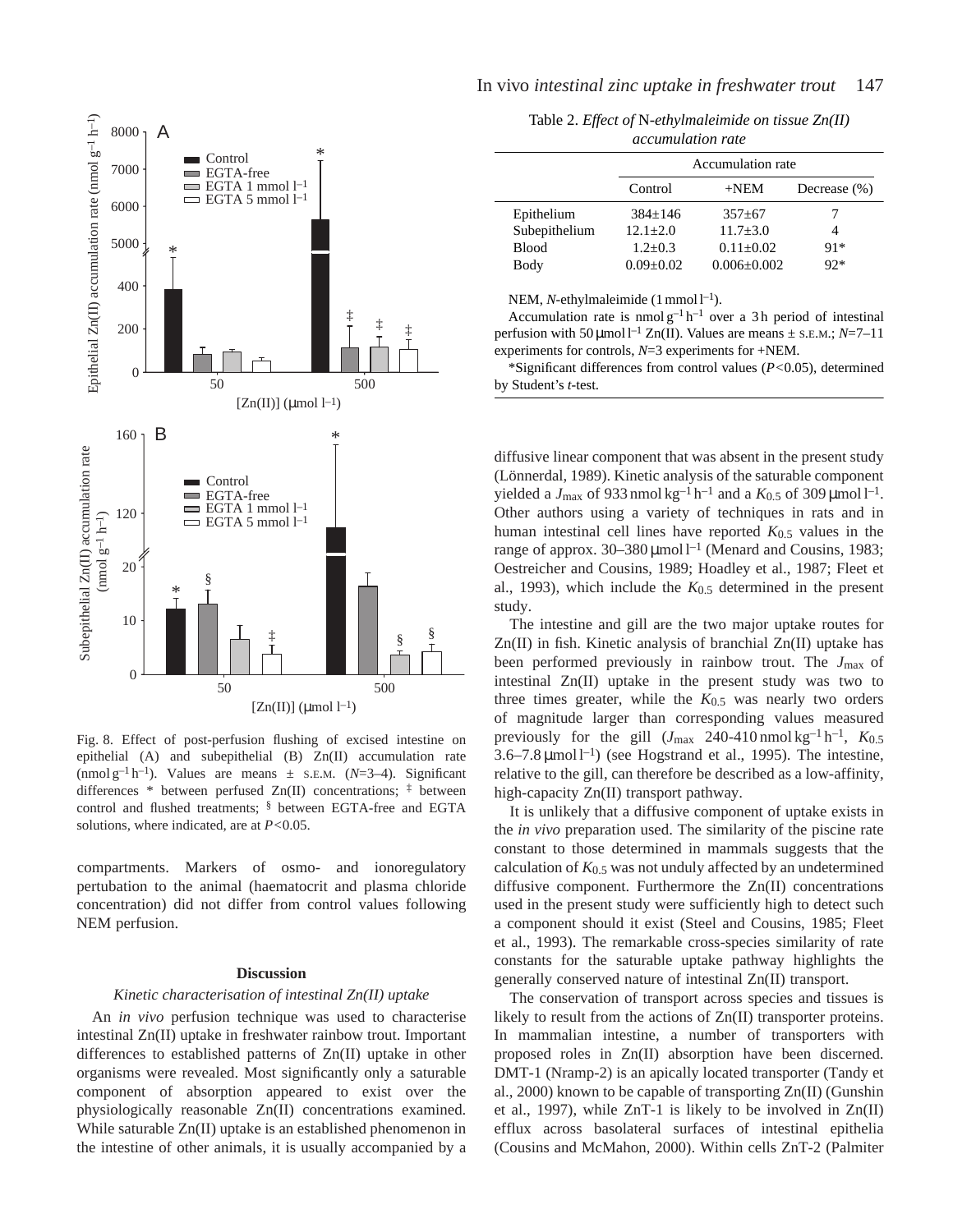Fig. 8. Effect of post-perfusion flushing of excised intestine on epithelial (A) and subepithelial (B) Zn(II) accumulation rate (nmol $g^{-1}$ $h^{-1}$). Values are means ± S.E.M. ($N$=3–4). Significant differences * between perfused Zn(II) concentrations; ‡ between control and flushed treatments; § between EGTA-free and EGTA solutions, where indicated, are at $P$<0.05.

compartments. Markers of osmo- and ionoregulatory pertubation to the animal (haematocrit and plasma chloride concentration) did not differ from control values following NEM perfusion.

## Discussion

### *Kinetic characterisation of intestinal Zn(II) uptake*

An *in vivo* perfusion technique was used to characterise intestinal Zn(II) uptake in freshwater rainbow trout. Important differences to established patterns of Zn(II) uptake in other organisms were revealed. Most significantly only a saturable component of absorption appeared to exist over the physiologically reasonable Zn(II) concentrations examined. While saturable Zn(II) uptake is an established phenomenon in the intestine of other animals, it is usually accompanied by a diffusive linear component that was absent in the present study (Lönnerdal, 1989). Kinetic analysis of the saturable component yielded a $J_{max}$ of 933 nmol $kg^{-1}$ $h^{-1}$ and a $K_{0.5}$ of 309 μmol $l^{-1}$. Other authors using a variety of techniques in rats and in human intestinal cell lines have reported $K_{0.5}$ values in the range of approx. 30–380 μmol $l^{-1}$ (Menard and Cousins, 1983; Oestreicher and Cousins, 1989; Hoadley et al., 1987; Fleet et al., 1993), which include the $K_{0.5}$ determined in the present study.

The intestine and gill are the two major uptake routes for Zn(II) in fish. Kinetic analysis of branchial Zn(II) uptake has been performed previously in rainbow trout. The $J_{max}$ of intestinal Zn(II) uptake in the present study was two to three times greater, while the $K_{0.5}$ was nearly two orders of magnitude larger than corresponding values measured previously for the gill ($J_{max}$ 240-410 nmol $kg^{-1}$ $h^{-1}$, $K_{0.5}$ 3.6–7.8 μmol $l^{-1}$) (see Hogstrand et al., 1995). The intestine, relative to the gill, can therefore be described as a low-affinity, high-capacity Zn(II) transport pathway.

It is unlikely that a diffusive component of uptake exists in the *in vivo* preparation used. The similarity of the piscine rate constant to those determined in mammals suggests that the calculation of $K_{0.5}$ was not unduly affected by an undetermined diffusive component. Furthermore the Zn(II) concentrations used in the present study were sufficiently high to detect such a component should it exist (Steel and Cousins, 1985; Fleet et al., 1993). The remarkable cross-species similarity of rate constants for the saturable uptake pathway highlights the generally conserved nature of intestinal Zn(II) transport.

The conservation of transport across species and tissues is likely to result from the actions of Zn(II) transporter proteins. In mammalian intestine, a number of transporters with proposed roles in Zn(II) absorption have been discerned. DMT-1 (Nramp-2) is an apically located transporter (Tandy et al., 2000) known to be capable of transporting Zn(II) (Gunshin et al., 1997), while ZnT-1 is likely to be involved in Zn(II) efflux across basolateral surfaces of intestinal epithelia (Cousins and McMahon, 2000). Within cells ZnT-2 (Palmiter

Table 2. *Effect of* N*-ethylmaleimide on tissue Zn(II) accumulation rate*

| | Accumulation rate | | |
|---|---|---|---|
| | Control | +NEM | Decrease (%) |
| Epithelium | 384±146 | 357±67 | 7 |
| Subepithelium | 12.1±2.0 | 11.7±3.0 | 4 |
| Blood | 1.2±0.3 | 0.11±0.02 | 91* |
| Body | 0.09±0.02 | 0.006±0.002 | 92* |

NEM, *N*-ethylmaleimide (1 mmol $l^{-1}$).

Accumulation rate is nmol $g^{-1}$ $h^{-1}$ over a 3 h period of intestinal perfusion with 50 μmol $l^{-1}$ Zn(II). Values are means ± S.E.M.; $N$=7–11 experiments for controls, $N$=3 experiments for +NEM.

*Significant differences from control values ($P$<0.05), determined by Student's *t*-test.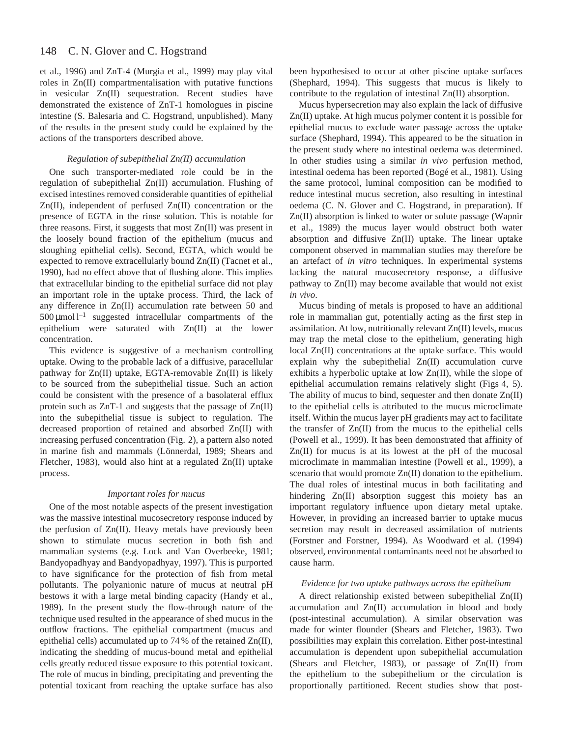et al., 1996) and ZnT-4 (Murgia et al., 1999) may play vital roles in Zn(II) compartmentalisation with putative functions in vesicular Zn(II) sequestration. Recent studies have demonstrated the existence of ZnT-1 homologues in piscine intestine (S. Balesaria and C. Hogstrand, unpublished). Many of the results in the present study could be explained by the actions of the transporters described above.

### *Regulation of subepithelial Zn(II) accumulation*

One such transporter-mediated role could be in the regulation of subepithelial Zn(II) accumulation. Flushing of excised intestines removed considerable quantities of epithelial Zn(II), independent of perfused Zn(II) concentration or the presence of EGTA in the rinse solution. This is notable for three reasons. First, it suggests that most Zn(II) was present in the loosely bound fraction of the epithelium (mucus and sloughing epithelial cells). Second, EGTA, which would be expected to remove extracellularly bound Zn(II) (Tacnet et al., 1990), had no effect above that of flushing alone. This implies that extracellular binding to the epithelial surface did not play an important role in the uptake process. Third, the lack of any difference in Zn(II) accumulation rate between 50 and $500\,\mu\text{mol}\,\text{l}^{-1}$ suggested intracellular compartments of the epithelium were saturated with Zn(II) at the lower concentration.

This evidence is suggestive of a mechanism controlling uptake. Owing to the probable lack of a diffusive, paracellular pathway for Zn(II) uptake, EGTA-removable Zn(II) is likely to be sourced from the subepithelial tissue. Such an action could be consistent with the presence of a basolateral efflux protein such as ZnT-1 and suggests that the passage of Zn(II) into the subepithelial tissue is subject to regulation. The decreased proportion of retained and absorbed Zn(II) with increasing perfused concentration (Fig. 2), a pattern also noted in marine fish and mammals (Lönnerdal, 1989; Shears and Fletcher, 1983), would also hint at a regulated Zn(II) uptake process.

### *Important roles for mucus*

One of the most notable aspects of the present investigation was the massive intestinal mucosecretory response induced by the perfusion of Zn(II). Heavy metals have previously been shown to stimulate mucus secretion in both fish and mammalian systems (e.g. Lock and Van Overbeeke, 1981; Bandyopadhyay and Bandyopadhyay, 1997). This is purported to have significance for the protection of fish from metal pollutants. The polyanionic nature of mucus at neutral pH bestows it with a large metal binding capacity (Handy et al., 1989). In the present study the flow-through nature of the technique used resulted in the appearance of shed mucus in the outflow fractions. The epithelial compartment (mucus and epithelial cells) accumulated up to 74 % of the retained Zn(II), indicating the shedding of mucus-bound metal and epithelial cells greatly reduced tissue exposure to this potential toxicant. The role of mucus in binding, precipitating and preventing the potential toxicant from reaching the uptake surface has also been hypothesised to occur at other piscine uptake surfaces (Shephard, 1994). This suggests that mucus is likely to contribute to the regulation of intestinal Zn(II) absorption.

Mucus hypersecretion may also explain the lack of diffusive Zn(II) uptake. At high mucus polymer content it is possible for epithelial mucus to exclude water passage across the uptake surface (Shephard, 1994). This appeared to be the situation in the present study where no intestinal oedema was determined. In other studies using a similar *in vivo* perfusion method, intestinal oedema has been reported (Bogé et al., 1981). Using the same protocol, luminal composition can be modified to reduce intestinal mucus secretion, also resulting in intestinal oedema (C. N. Glover and C. Hogstrand, in preparation). If Zn(II) absorption is linked to water or solute passage (Wapnir et al., 1989) the mucus layer would obstruct both water absorption and diffusive Zn(II) uptake. The linear uptake component observed in mammalian studies may therefore be an artefact of *in vitro* techniques. In experimental systems lacking the natural mucosecretory response, a diffusive pathway to Zn(II) may become available that would not exist *in vivo*.

Mucus binding of metals is proposed to have an additional role in mammalian gut, potentially acting as the first step in assimilation. At low, nutritionally relevant Zn(II) levels, mucus may trap the metal close to the epithelium, generating high local Zn(II) concentrations at the uptake surface. This would explain why the subepithelial Zn(II) accumulation curve exhibits a hyperbolic uptake at low Zn(II), while the slope of epithelial accumulation remains relatively slight (Figs 4, 5). The ability of mucus to bind, sequester and then donate Zn(II) to the epithelial cells is attributed to the mucus microclimate itself. Within the mucus layer pH gradients may act to facilitate the transfer of Zn(II) from the mucus to the epithelial cells (Powell et al., 1999). It has been demonstrated that affinity of Zn(II) for mucus is at its lowest at the pH of the mucosal microclimate in mammalian intestine (Powell et al., 1999), a scenario that would promote Zn(II) donation to the epithelium. The dual roles of intestinal mucus in both facilitating and hindering Zn(II) absorption suggest this moiety has an important regulatory influence upon dietary metal uptake. However, in providing an increased barrier to uptake mucus secretion may result in decreased assimilation of nutrients (Forstner and Forstner, 1994). As Woodward et al. (1994) observed, environmental contaminants need not be absorbed to cause harm.

### *Evidence for two uptake pathways across the epithelium*

A direct relationship existed between subepithelial Zn(II) accumulation and Zn(II) accumulation in blood and body (post-intestinal accumulation). A similar observation was made for winter flounder (Shears and Fletcher, 1983). Two possibilities may explain this correlation. Either post-intestinal accumulation is dependent upon subepithelial accumulation (Shears and Fletcher, 1983), or passage of Zn(II) from the epithelium to the subepithelium or the circulation is proportionally partitioned. Recent studies show that post-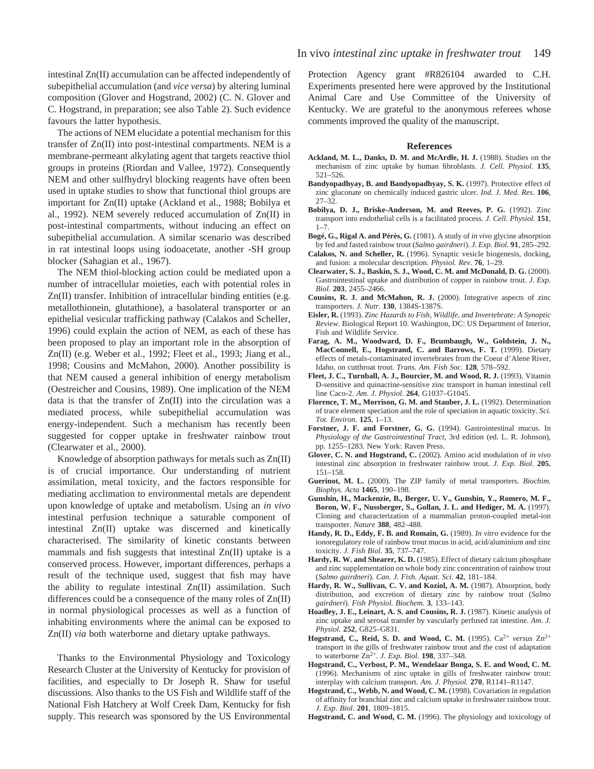intestinal Zn(II) accumulation can be affected independently of subepithelial accumulation (and *vice versa*) by altering luminal composition (Glover and Hogstrand, 2002) (C. N. Glover and C. Hogstrand, in preparation; see also Table 2). Such evidence favours the latter hypothesis.

The actions of NEM elucidate a potential mechanism for this transfer of Zn(II) into post-intestinal compartments. NEM is a membrane-permeant alkylating agent that targets reactive thiol groups in proteins (Riordan and Vallee, 1972). Consequently NEM and other sulfhydryl blocking reagents have often been used in uptake studies to show that functional thiol groups are important for Zn(II) uptake (Ackland et al., 1988; Bobilya et al., 1992). NEM severely reduced accumulation of Zn(II) in post-intestinal compartments, without inducing an effect on subepithelial accumulation. A similar scenario was described in rat intestinal loops using iodoacetate, another -SH group blocker (Sahagian et al., 1967).

The NEM thiol-blocking action could be mediated upon a number of intracellular moieties, each with potential roles in Zn(II) transfer. Inhibition of intracellular binding entities (e.g. metallothionein, glutathione), a basolateral transporter or an epithelial vesicular trafficking pathway (Calakos and Scheller, 1996) could explain the action of NEM, as each of these has been proposed to play an important role in the absorption of Zn(II) (e.g. Weber et al., 1992; Fleet et al., 1993; Jiang et al., 1998; Cousins and McMahon, 2000). Another possibility is that NEM caused a general inhibition of energy metabolism (Oestreicher and Cousins, 1989). One implication of the NEM data is that the transfer of Zn(II) into the circulation was a mediated process, while subepithelial accumulation was energy-independent. Such a mechanism has recently been suggested for copper uptake in freshwater rainbow trout (Clearwater et al., 2000).

Knowledge of absorption pathways for metals such as Zn(II) is of crucial importance. Our understanding of nutrient assimilation, metal toxicity, and the factors responsible for mediating acclimation to environmental metals are dependent upon knowledge of uptake and metabolism. Using an *in vivo* intestinal perfusion technique a saturable component of intestinal Zn(II) uptake was discerned and kinetically characterised. The similarity of kinetic constants between mammals and fish suggests that intestinal Zn(II) uptake is a conserved process. However, important differences, perhaps a result of the technique used, suggest that fish may have the ability to regulate intestinal Zn(II) assimilation. Such differences could be a consequence of the many roles of Zn(II) in normal physiological processes as well as a function of inhabiting environments where the animal can be exposed to Zn(II) *via* both waterborne and dietary uptake pathways.

Thanks to the Environmental Physiology and Toxicology Research Cluster at the University of Kentucky for provision of facilities, and especially to Dr Joseph R. Shaw for useful discussions. Also thanks to the US Fish and Wildlife staff of the National Fish Hatchery at Wolf Creek Dam, Kentucky for fish supply. This research was sponsored by the US Environmental Protection Agency grant #R826104 awarded to C.H. Experiments presented here were approved by the Institutional Animal Care and Use Committee of the University of Kentucky. We are grateful to the anonymous referees whose comments improved the quality of the manuscript.

## References

**Ackland, M. L., Danks, D. M. and McArdle, H. J.** (1988). Studies on the mechanism of zinc uptake by human fibroblasts. *J. Cell. Physiol*. **135**, 521–526.

**Bandyopadhyay, B. and Bandyopadhyay, S. K.** (1997). Protective effect of zinc gluconate on chemically induced gastric ulcer. *Ind. J. Med. Res.* **106**, 27–32.

**Bobilya, D. J., Briske-Anderson, M. and Reeves, P. G.** (1992). Zinc transport into endothelial cells is a facilitated process. *J. Cell. Physiol.* **151**, 1–7.

**Bogé, G., Rigal A. and Pérès, G.** (1981). A study of *in vivo* glycine absorption by fed and fasted rainbow trout (*Salmo gairdneri*). *J. Exp. Biol.* **91**, 285–292.

**Calakos, N. and Scheller, R.** (1996). Synaptic vesicle biogenesis, docking, and fusion: a molecular description. *Physiol. Rev*. **76**, 1–29.

**Clearwater, S. J., Baskin, S. J., Wood, C. M. and McDonald, D. G.** (2000). Gastrointestinal uptake and distribution of copper in rainbow trout. *J. Exp. Biol.* **203**, 2455–2466.

**Cousins, R. J. and McMahon, R. J.** (2000). Integrative aspects of zinc transporters. *J. Nutr.* **130**, 1384S-1387S.

**Eisler, R.** (1993). *Zinc Hazards to Fish, Wildlife, and Invertebrate: A Synoptic Review*. Biological Report 10. Washington, DC: US Department of Interior, Fish and Wildlife Service.

**Farag, A. M., Woodward, D. F., Brumbaugh, W., Goldstein, J. N., MacConnell, E., Hogstrand, C. and Barrows, F. T.** (1999). Dietary effects of metals-contaminated invertebrates from the Coeur d'Alene River, Idaho, on cutthroat trout. *Trans. Am. Fish Soc*. **128**, 578–592.

**Fleet, J. C., Turnball, A. J., Bourcier, M. and Wood, R. J.** (1993). Vitamin D-sensitive and quinacrine-sensitive zinc transport in human intestinal cell line Caco-2. *Am. J. Physiol*. **264**, G1037–G1045.

**Florence, T. M., Morrison, G. M. and Stauber, J. L.** (1992). Determination of trace element speciation and the role of speciation in aquatic toxicity. *Sci. Tot. Environ.* **125**, 1–13.

**Forstner, J. F. and Forstner, G. G.** (1994). Gastrointestinal mucus. In *Physiology of the Gastrointestinal Tract*, 3rd edition (ed. L. R. Johnson), pp. 1255–1283. New York: Raven Press.

**Glover, C. N. and Hogstrand, C.** (2002). Amino acid modulation of *in vivo* intestinal zinc absorption in freshwater rainbow trout. *J. Exp. Biol*. **205**, 151–158.

**Guerinot, M. L.** (2000). The ZIP family of metal transporters. *Biochim. Biophys. Acta* **1465**, 190–198.

**Gunshin, H., Mackenzie, B., Berger, U. V., Gunshin, Y., Romero, M. F., Boron, W. F., Nussberger, S., Gollan, J. L. and Hediger, M. A.** (1997). Cloning and characterization of a mammalian proton-coupled metal-ion transporter. *Nature* **388**, 482–488.

**Handy, R. D., Eddy, F. B. and Romain, G.** (1989). *In vitro* evidence for the ionoregulatory role of rainbow trout mucus in acid, acid/aluminium and zinc toxicity. *J. Fish Biol.* **35**, 737–747.

**Hardy, R. W. and Shearer, K. D.** (1985). Effect of dietary calcium phosphate and zinc supplementation on whole body zinc concentration of rainbow trout (*Salmo gairdneri*). *Can. J. Fish. Aquat. Sci.* **42**, 181–184.

**Hardy, R. W., Sullivan, C. V. and Koziol, A. M.** (1987). Absorption, body distribution, and excretion of dietary zinc by rainbow trout (*Salmo gairdneri*). *Fish Physiol. Biochem.* **3**, 133–143.

**Hoadley, J. E., Leinart, A. S. and Cousins, R. J.** (1987). Kinetic analysis of zinc uptake and serosal transfer by vascularly perfused rat intestine. *Am. J. Physiol.* **252**, G825–G831.

**Hogstrand, C., Reid, S. D. and Wood, C. M.** (1995). $Ca^{2+}$ *versus* $Zn^{2+}$ transport in the gills of freshwater rainbow trout and the cost of adaptation to waterborne $Zn^{2+}$. *J. Exp. Biol.* **198**, 337–348.

**Hogstrand, C., Verbost, P. M., Wendelaar Bonga, S. E. and Wood, C. M.** (1996). Mechanisms of zinc uptake in gills of freshwater rainbow trout: interplay with calcium transport. *Am. J. Physiol.* **270**, R1141–R1147.

**Hogstrand, C., Webb, N. and Wood, C. M.** (1998). Covariation in regulation of affinity for branchial zinc and calcium uptake in freshwater rainbow trout. *J. Exp. Biol*. **201**, 1809–1815.

**Hogstrand, C. and Wood, C. M.** (1996). The physiology and toxicology of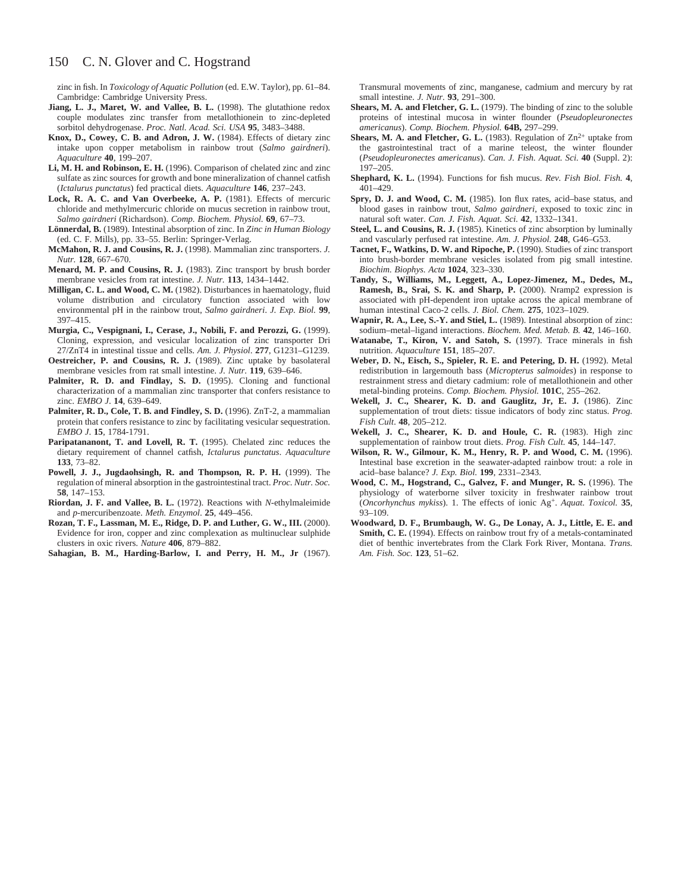zinc in fish. In *Toxicology of Aquatic Pollution* (ed. E.W. Taylor), pp. 61–84. Cambridge: Cambridge University Press.

**Jiang, L. J., Maret, W. and Vallee, B. L.** (1998). The glutathione redox couple modulates zinc transfer from metallothionein to zinc-depleted sorbitol dehydrogenase. *Proc. Natl. Acad. Sci. USA* **95**, 3483–3488.

**Knox, D., Cowey, C. B. and Adron, J. W.** (1984). Effects of dietary zinc intake upon copper metabolism in rainbow trout (*Salmo gairdneri*). *Aquaculture* **40**, 199–207.

**Li, M. H. and Robinson, E. H.** (1996). Comparison of chelated zinc and zinc sulfate as zinc sources for growth and bone mineralization of channel catfish (*Ictalurus punctatus*) fed practical diets. *Aquaculture* **146**, 237–243.

**Lock, R. A. C. and Van Overbeeke, A. P.** (1981). Effects of mercuric chloride and methylmercuric chloride on mucus secretion in rainbow trout, *Salmo gairdneri* (Richardson). *Comp. Biochem. Physiol.* **69**, 67–73.

**Lönnerdal, B.** (1989). Intestinal absorption of zinc. In *Zinc in Human Biology* (ed. C. F. Mills), pp. 33–55. Berlin: Springer-Verlag.

**McMahon, R. J. and Cousins, R. J.** (1998). Mammalian zinc transporters. *J. Nutr.* **128**, 667–670.

**Menard, M. P. and Cousins, R. J.** (1983). Zinc transport by brush border membrane vesicles from rat intestine. *J. Nutr.* **113**, 1434–1442.

**Milligan, C. L. and Wood, C. M.** (1982). Disturbances in haematology, fluid volume distribution and circulatory function associated with low environmental pH in the rainbow trout, *Salmo gairdneri*. *J. Exp. Biol.* **99**, 397–415.

**Murgia, C., Vespignani, I., Cerase, J., Nobili, F. and Perozzi, G.** (1999). Cloning, expression, and vesicular localization of zinc transporter Dri 27/ZnT4 in intestinal tissue and cells. *Am. J. Physiol*. **277**, G1231–G1239.

**Oestreicher, P. and Cousins, R. J.** (1989). Zinc uptake by basolateral membrane vesicles from rat small intestine. *J. Nutr.* **119**, 639–646.

**Palmiter, R. D. and Findlay, S. D.** (1995). Cloning and functional characterization of a mammalian zinc transporter that confers resistance to zinc. *EMBO J*. **14**, 639–649.

**Palmiter, R. D., Cole, T. B. and Findley, S. D.** (1996). ZnT-2, a mammalian protein that confers resistance to zinc by facilitating vesicular sequestration. *EMBO J*. **15**, 1784-1791.

**Paripatananont, T. and Lovell, R. T.** (1995). Chelated zinc reduces the dietary requirement of channel catfish, *Ictalurus punctatus*. *Aquaculture* **133**, 73–82.

**Powell, J. J., Jugdaohsingh, R. and Thompson, R. P. H.** (1999). The regulation of mineral absorption in the gastrointestinal tract. *Proc. Nutr. Soc.* **58**, 147–153.

**Riordan, J. F. and Vallee, B. L.** (1972). Reactions with *N*-ethylmaleimide and *p*-mercuribenzoate. *Meth. Enzymol*. **25**, 449–456.

**Rozan, T. F., Lassman, M. E., Ridge, D. P. and Luther, G. W., III.** (2000). Evidence for iron, copper and zinc complexation as multinuclear sulphide clusters in oxic rivers. *Nature* **406**, 879–882.

**Sahagian, B. M., Harding-Barlow, I. and Perry, H. M., Jr** (1967). Transmural movements of zinc, manganese, cadmium and mercury by rat small intestine. *J. Nutr.* **93**, 291–300.

**Shears, M. A. and Fletcher, G. L.** (1979). The binding of zinc to the soluble proteins of intestinal mucosa in winter flounder (*Pseudopleuronectes americanus*). *Comp. Biochem. Physiol.* **64B,** 297–299.

**Shears, M. A. and Fletcher, G. L.** (1983). Regulation of $Zn^{2+}$ uptake from the gastrointestinal tract of a marine teleost, the winter flounder (*Pseudopleuronectes americanus*). *Can. J. Fish. Aquat. Sci.* **40** (Suppl. 2): 197–205.

**Shephard, K. L.** (1994). Functions for fish mucus. *Rev. Fish Biol. Fish.* **4**, 401–429.

**Spry, D. J. and Wood, C. M.** (1985). Ion flux rates, acid–base status, and blood gases in rainbow trout, *Salmo gairdneri*, exposed to toxic zinc in natural soft water. *Can. J. Fish. Aquat. Sci.* **42**, 1332–1341.

**Steel, L. and Cousins, R. J.** (1985). Kinetics of zinc absorption by luminally and vascularly perfused rat intestine. *Am. J. Physiol.* **248**, G46–G53.

**Tacnet, F., Watkins, D. W. and Ripoche, P.** (1990). Studies of zinc transport into brush-border membrane vesicles isolated from pig small intestine. *Biochim. Biophys. Acta* **1024**, 323–330.

**Tandy, S., Williams, M., Leggett, A., Lopez-Jimenez, M., Dedes, M., Ramesh, B., Srai, S. K. and Sharp, P.** (2000). Nramp2 expression is associated with pH-dependent iron uptake across the apical membrane of human intestinal Caco-2 cells. *J. Biol. Chem.* **275**, 1023–1029.

**Wapnir, R. A., Lee, S.-Y. and Stiel, L.** (1989). Intestinal absorption of zinc: sodium–metal–ligand interactions. *Biochem. Med. Metab. B.* **42**, 146–160.

**Watanabe, T., Kiron, V. and Satoh, S.** (1997). Trace minerals in fish nutrition. *Aquaculture* **151**, 185–207.

**Weber, D. N., Eisch, S., Spieler, R. E. and Petering, D. H.** (1992). Metal redistribution in largemouth bass (*Micropterus salmoides*) in response to restrainment stress and dietary cadmium: role of metallothionein and other metal-binding proteins. *Comp. Biochem. Physiol.* **101C**, 255–262.

**Wekell, J. C., Shearer, K. D. and Gauglitz, Jr, E. J.** (1986). Zinc supplementation of trout diets: tissue indicators of body zinc status. *Prog. Fish Cult.* **48**, 205–212.

**Wekell, J. C., Shearer, K. D. and Houle, C. R.** (1983). High zinc supplementation of rainbow trout diets. *Prog. Fish Cult.* **45**, 144–147.

**Wilson, R. W., Gilmour, K. M., Henry, R. P. and Wood, C. M.** (1996). Intestinal base excretion in the seawater-adapted rainbow trout: a role in acid–base balance? *J. Exp. Biol.* **199**, 2331–2343.

**Wood, C. M., Hogstrand, C., Galvez, F. and Munger, R. S.** (1996). The physiology of waterborne silver toxicity in freshwater rainbow trout (*Oncorhynchus mykiss*). 1. The effects of ionic $Ag^{+}$. *Aquat. Toxicol.* **35**, 93–109.

**Woodward, D. F., Brumbaugh, W. G., Delonay, A. J., Little, E. E. and Smith, C. E.** (1994). Effects on rainbow trout fry of a metals-contaminated diet of benthic invertebrates from the Clark Fork River, Montana. *Trans. Am. Fish. Soc.* **123**, 51–62.